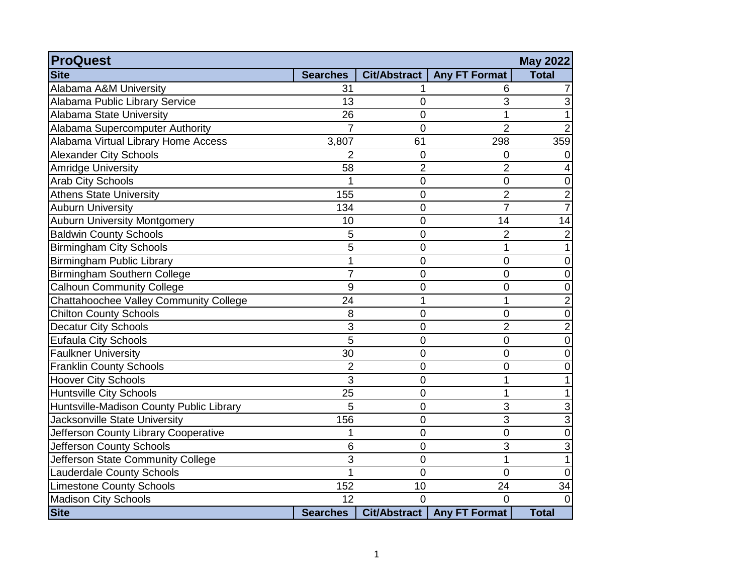| ProQuest | | | | May 2022 |
|---|---|---|---|---|
| **Site** | **Searches** | **Cit/Abstract** | **Any FT Format** | **Total** |
| Alabama A&M University | 31 | 1 | 6 | 7 |
| Alabama Public Library Service | 13 | 0 | 3 | 3 |
| Alabama State University | 26 | 0 | 1 | 1 |
| Alabama Supercomputer Authority | 7 | 0 | 2 | 2 |
| Alabama Virtual Library Home Access | 3,807 | 61 | 298 | 359 |
| Alexander City Schools | 2 | 0 | 0 | 0 |
| Amridge University | 58 | 2 | 2 | 4 |
| Arab City Schools | 1 | 0 | 0 | 0 |
| Athens State University | 155 | 0 | 2 | 2 |
| Auburn University | 134 | 0 | 7 | 7 |
| Auburn University Montgomery | 10 | 0 | 14 | 14 |
| Baldwin County Schools | 5 | 0 | 2 | 2 |
| Birmingham City Schools | 5 | 0 | 1 | 1 |
| Birmingham Public Library | 1 | 0 | 0 | 0 |
| Birmingham Southern College | 7 | 0 | 0 | 0 |
| Calhoun Community College | 9 | 0 | 0 | 0 |
| Chattahoochee Valley Community College | 24 | 1 | 1 | 2 |
| Chilton County Schools | 8 | 0 | 0 | 0 |
| Decatur City Schools | 3 | 0 | 2 | 2 |
| Eufaula City Schools | 5 | 0 | 0 | 0 |
| Faulkner University | 30 | 0 | 0 | 0 |
| Franklin County Schools | 2 | 0 | 0 | 0 |
| Hoover City Schools | 3 | 0 | 1 | 1 |
| Huntsville City Schools | 25 | 0 | 1 | 1 |
| Huntsville-Madison County Public Library | 5 | 0 | 3 | 3 |
| Jacksonville State University | 156 | 0 | 3 | 3 |
| Jefferson County Library Cooperative | 1 | 0 | 0 | 0 |
| Jefferson County Schools | 6 | 0 | 3 | 3 |
| Jefferson State Community College | 3 | 0 | 1 | 1 |
| Lauderdale County Schools | 1 | 0 | 0 | 0 |
| Limestone County Schools | 152 | 10 | 24 | 34 |
| Madison City Schools | 12 | 0 | 0 | 0 |
| **Site** | **Searches** | **Cit/Abstract** | **Any FT Format** | **Total** |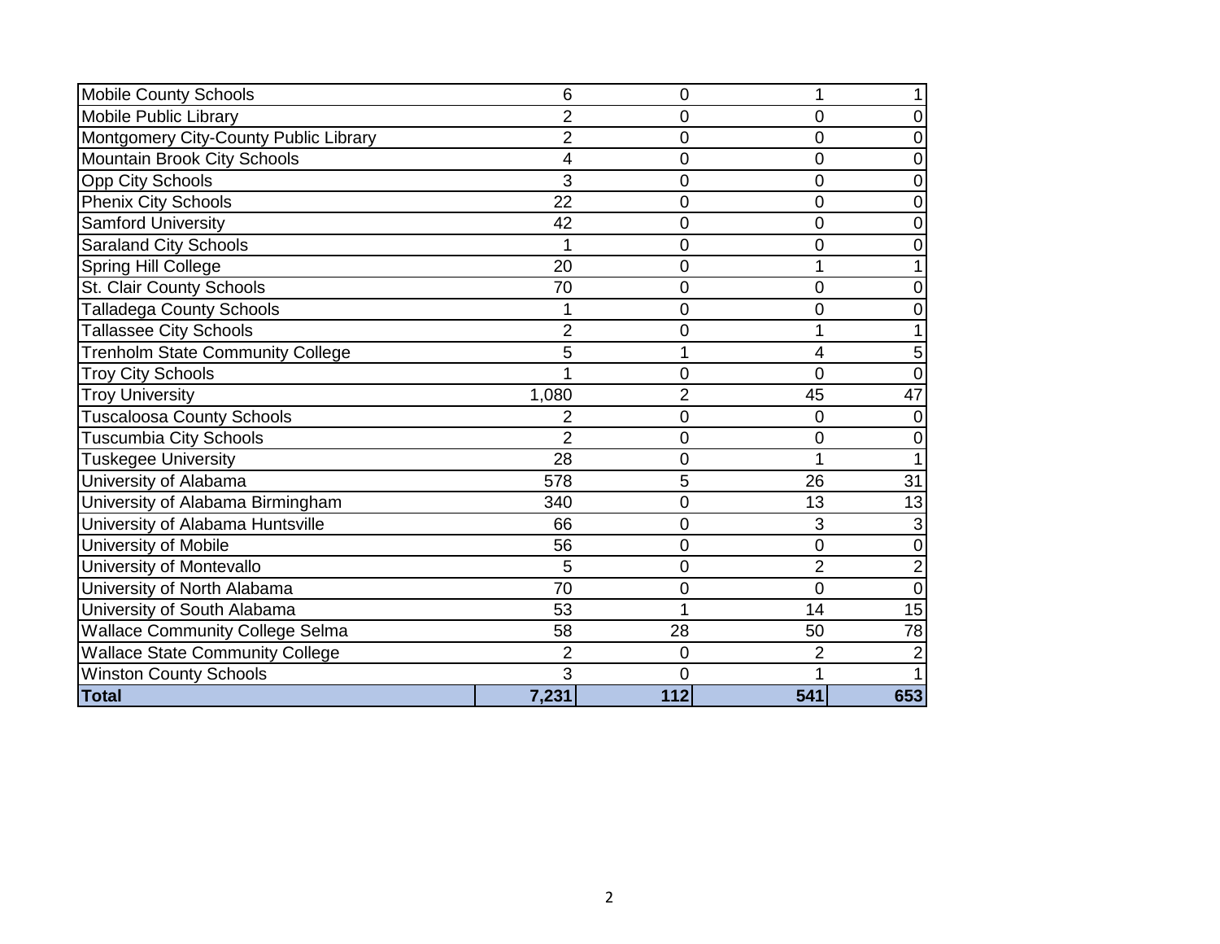| | | | | |
|---|---|---|---|---|
| Mobile County Schools | 6 | 0 | 1 | 1 |
| Mobile Public Library | 2 | 0 | 0 | 0 |
| Montgomery City-County Public Library | 2 | 0 | 0 | 0 |
| Mountain Brook City Schools | 4 | 0 | 0 | 0 |
| Opp City Schools | 3 | 0 | 0 | 0 |
| Phenix City Schools | 22 | 0 | 0 | 0 |
| Samford University | 42 | 0 | 0 | 0 |
| Saraland City Schools | 1 | 0 | 0 | 0 |
| Spring Hill College | 20 | 0 | 1 | 1 |
| St. Clair County Schools | 70 | 0 | 0 | 0 |
| Talladega County Schools | 1 | 0 | 0 | 0 |
| Tallassee City Schools | 2 | 0 | 1 | 1 |
| Trenholm State Community College | 5 | 1 | 4 | 5 |
| Troy City Schools | 1 | 0 | 0 | 0 |
| Troy University | 1,080 | 2 | 45 | 47 |
| Tuscaloosa County Schools | 2 | 0 | 0 | 0 |
| Tuscumbia City Schools | 2 | 0 | 0 | 0 |
| Tuskegee University | 28 | 0 | 1 | 1 |
| University of Alabama | 578 | 5 | 26 | 31 |
| University of Alabama Birmingham | 340 | 0 | 13 | 13 |
| University of Alabama Huntsville | 66 | 0 | 3 | 3 |
| University of Mobile | 56 | 0 | 0 | 0 |
| University of Montevallo | 5 | 0 | 2 | 2 |
| University of North Alabama | 70 | 0 | 0 | 0 |
| University of South Alabama | 53 | 1 | 14 | 15 |
| Wallace Community College Selma | 58 | 28 | 50 | 78 |
| Wallace State Community College | 2 | 0 | 2 | 2 |
| Winston County Schools | 3 | 0 | 1 | 1 |
| **Total** | **7,231** | **112** | **541** | **653** |